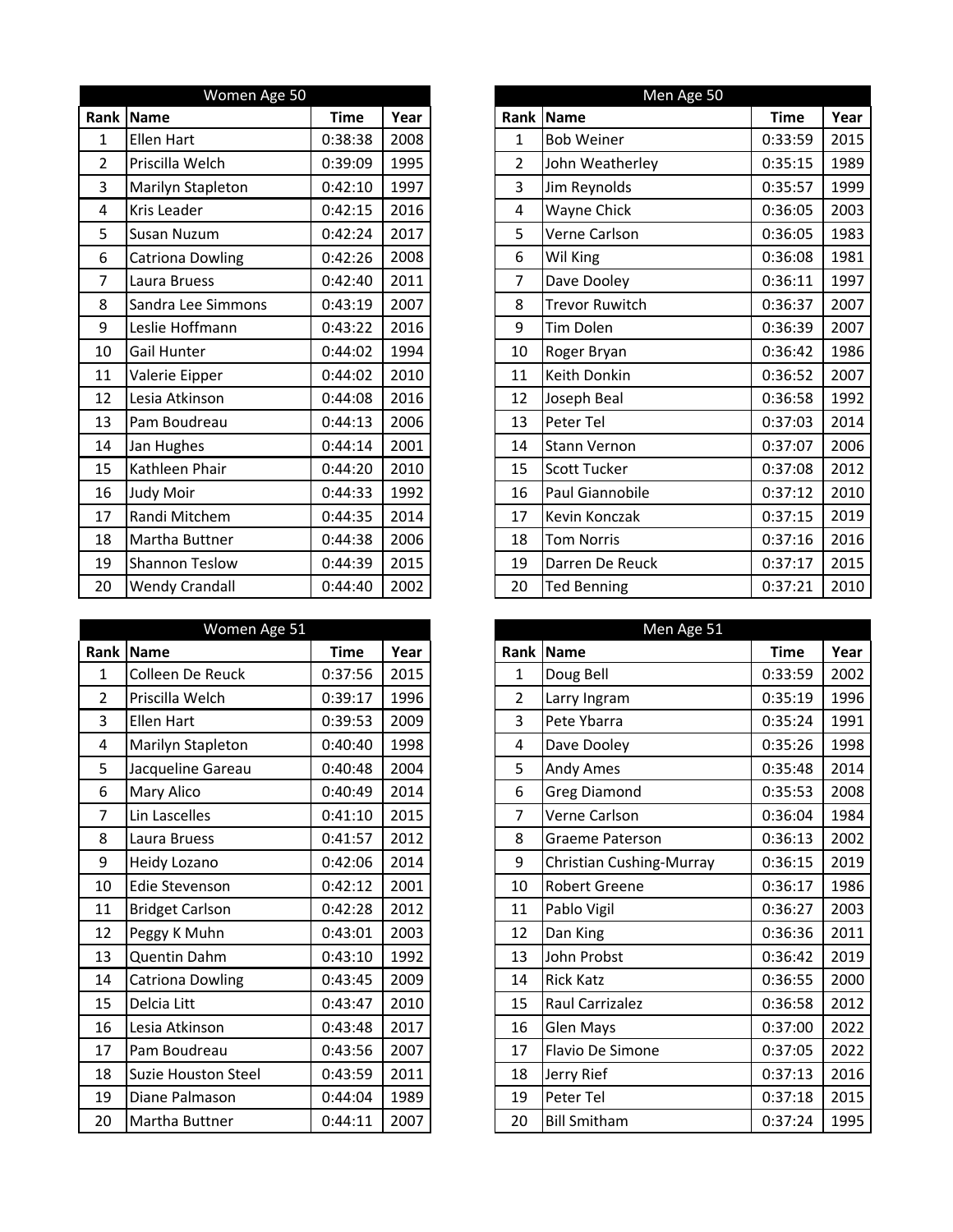| Women Age 50 | | | |
|---|---|---|---|
| Rank | Name | Time | Year |
| 1 | Ellen Hart | 0:38:38 | 2008 |
| 2 | Priscilla Welch | 0:39:09 | 1995 |
| 3 | Marilyn Stapleton | 0:42:10 | 1997 |
| 4 | Kris Leader | 0:42:15 | 2016 |
| 5 | Susan Nuzum | 0:42:24 | 2017 |
| 6 | Catriona Dowling | 0:42:26 | 2008 |
| 7 | Laura Bruess | 0:42:40 | 2011 |
| 8 | Sandra Lee Simmons | 0:43:19 | 2007 |
| 9 | Leslie Hoffmann | 0:43:22 | 2016 |
| 10 | Gail Hunter | 0:44:02 | 1994 |
| 11 | Valerie Eipper | 0:44:02 | 2010 |
| 12 | Lesia Atkinson | 0:44:08 | 2016 |
| 13 | Pam Boudreau | 0:44:13 | 2006 |
| 14 | Jan Hughes | 0:44:14 | 2001 |
| 15 | Kathleen Phair | 0:44:20 | 2010 |
| 16 | Judy Moir | 0:44:33 | 1992 |
| 17 | Randi Mitchem | 0:44:35 | 2014 |
| 18 | Martha Buttner | 0:44:38 | 2006 |
| 19 | Shannon Teslow | 0:44:39 | 2015 |
| 20 | Wendy Crandall | 0:44:40 | 2002 |

| Men Age 50 | | | |
|---|---|---|---|
| Rank | Name | Time | Year |
| 1 | Bob Weiner | 0:33:59 | 2015 |
| 2 | John Weatherley | 0:35:15 | 1989 |
| 3 | Jim Reynolds | 0:35:57 | 1999 |
| 4 | Wayne Chick | 0:36:05 | 2003 |
| 5 | Verne Carlson | 0:36:05 | 1983 |
| 6 | Wil King | 0:36:08 | 1981 |
| 7 | Dave Dooley | 0:36:11 | 1997 |
| 8 | Trevor Ruwitch | 0:36:37 | 2007 |
| 9 | Tim Dolen | 0:36:39 | 2007 |
| 10 | Roger Bryan | 0:36:42 | 1986 |
| 11 | Keith Donkin | 0:36:52 | 2007 |
| 12 | Joseph Beal | 0:36:58 | 1992 |
| 13 | Peter Tel | 0:37:03 | 2014 |
| 14 | Stann Vernon | 0:37:07 | 2006 |
| 15 | Scott Tucker | 0:37:08 | 2012 |
| 16 | Paul Giannobile | 0:37:12 | 2010 |
| 17 | Kevin Konczak | 0:37:15 | 2019 |
| 18 | Tom Norris | 0:37:16 | 2016 |
| 19 | Darren De Reuck | 0:37:17 | 2015 |
| 20 | Ted Benning | 0:37:21 | 2010 |

| Women Age 51 | | | |
|---|---|---|---|
| Rank | Name | Time | Year |
| 1 | Colleen De Reuck | 0:37:56 | 2015 |
| 2 | Priscilla Welch | 0:39:17 | 1996 |
| 3 | Ellen Hart | 0:39:53 | 2009 |
| 4 | Marilyn Stapleton | 0:40:40 | 1998 |
| 5 | Jacqueline Gareau | 0:40:48 | 2004 |
| 6 | Mary Alico | 0:40:49 | 2014 |
| 7 | Lin Lascelles | 0:41:10 | 2015 |
| 8 | Laura Bruess | 0:41:57 | 2012 |
| 9 | Heidy Lozano | 0:42:06 | 2014 |
| 10 | Edie Stevenson | 0:42:12 | 2001 |
| 11 | Bridget Carlson | 0:42:28 | 2012 |
| 12 | Peggy K Muhn | 0:43:01 | 2003 |
| 13 | Quentin Dahm | 0:43:10 | 1992 |
| 14 | Catriona Dowling | 0:43:45 | 2009 |
| 15 | Delcia Litt | 0:43:47 | 2010 |
| 16 | Lesia Atkinson | 0:43:48 | 2017 |
| 17 | Pam Boudreau | 0:43:56 | 2007 |
| 18 | Suzie Houston Steel | 0:43:59 | 2011 |
| 19 | Diane Palmason | 0:44:04 | 1989 |
| 20 | Martha Buttner | 0:44:11 | 2007 |

| Men Age 51 | | | |
|---|---|---|---|
| Rank | Name | Time | Year |
| 1 | Doug Bell | 0:33:59 | 2002 |
| 2 | Larry Ingram | 0:35:19 | 1996 |
| 3 | Pete Ybarra | 0:35:24 | 1991 |
| 4 | Dave Dooley | 0:35:26 | 1998 |
| 5 | Andy Ames | 0:35:48 | 2014 |
| 6 | Greg Diamond | 0:35:53 | 2008 |
| 7 | Verne Carlson | 0:36:04 | 1984 |
| 8 | Graeme Paterson | 0:36:13 | 2002 |
| 9 | Christian Cushing-Murray | 0:36:15 | 2019 |
| 10 | Robert Greene | 0:36:17 | 1986 |
| 11 | Pablo Vigil | 0:36:27 | 2003 |
| 12 | Dan King | 0:36:36 | 2011 |
| 13 | John Probst | 0:36:42 | 2019 |
| 14 | Rick Katz | 0:36:55 | 2000 |
| 15 | Raul Carrizalez | 0:36:58 | 2012 |
| 16 | Glen Mays | 0:37:00 | 2022 |
| 17 | Flavio De Simone | 0:37:05 | 2022 |
| 18 | Jerry Rief | 0:37:13 | 2016 |
| 19 | Peter Tel | 0:37:18 | 2015 |
| 20 | Bill Smitham | 0:37:24 | 1995 |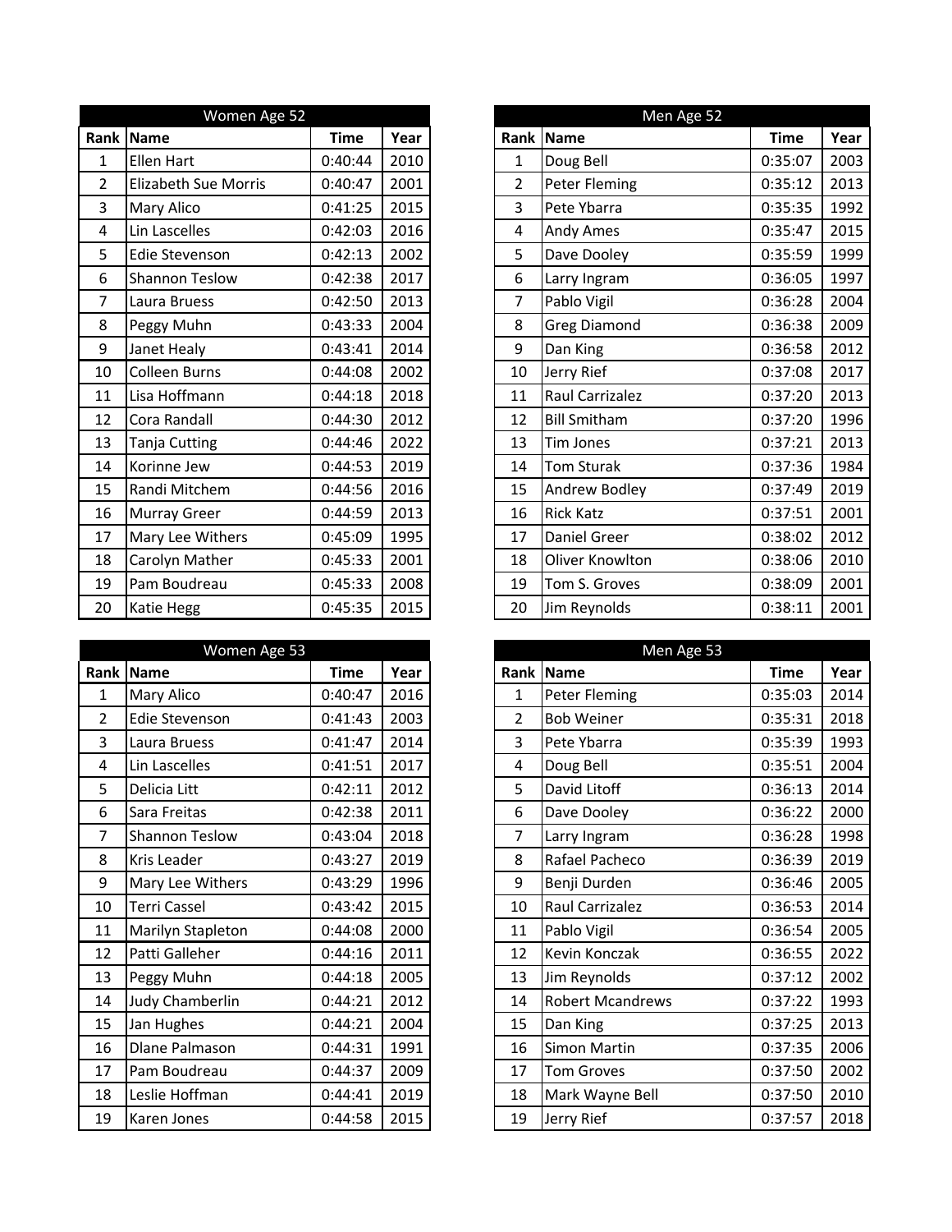| Women Age 52 | | | |
|---|---|---|---|
| Rank | Name | Time | Year |
| 1 | Ellen Hart | 0:40:44 | 2010 |
| 2 | Elizabeth Sue Morris | 0:40:47 | 2001 |
| 3 | Mary Alico | 0:41:25 | 2015 |
| 4 | Lin Lascelles | 0:42:03 | 2016 |
| 5 | Edie Stevenson | 0:42:13 | 2002 |
| 6 | Shannon Teslow | 0:42:38 | 2017 |
| 7 | Laura Bruess | 0:42:50 | 2013 |
| 8 | Peggy Muhn | 0:43:33 | 2004 |
| 9 | Janet Healy | 0:43:41 | 2014 |
| 10 | Colleen Burns | 0:44:08 | 2002 |
| 11 | Lisa Hoffmann | 0:44:18 | 2018 |
| 12 | Cora Randall | 0:44:30 | 2012 |
| 13 | Tanja Cutting | 0:44:46 | 2022 |
| 14 | Korinne Jew | 0:44:53 | 2019 |
| 15 | Randi Mitchem | 0:44:56 | 2016 |
| 16 | Murray Greer | 0:44:59 | 2013 |
| 17 | Mary Lee Withers | 0:45:09 | 1995 |
| 18 | Carolyn Mather | 0:45:33 | 2001 |
| 19 | Pam Boudreau | 0:45:33 | 2008 |
| 20 | Katie Hegg | 0:45:35 | 2015 |

| Men Age 52 | | | |
|---|---|---|---|
| Rank | Name | Time | Year |
| 1 | Doug Bell | 0:35:07 | 2003 |
| 2 | Peter Fleming | 0:35:12 | 2013 |
| 3 | Pete Ybarra | 0:35:35 | 1992 |
| 4 | Andy Ames | 0:35:47 | 2015 |
| 5 | Dave Dooley | 0:35:59 | 1999 |
| 6 | Larry Ingram | 0:36:05 | 1997 |
| 7 | Pablo Vigil | 0:36:28 | 2004 |
| 8 | Greg Diamond | 0:36:38 | 2009 |
| 9 | Dan King | 0:36:58 | 2012 |
| 10 | Jerry Rief | 0:37:08 | 2017 |
| 11 | Raul Carrizalez | 0:37:20 | 2013 |
| 12 | Bill Smitham | 0:37:20 | 1996 |
| 13 | Tim Jones | 0:37:21 | 2013 |
| 14 | Tom Sturak | 0:37:36 | 1984 |
| 15 | Andrew Bodley | 0:37:49 | 2019 |
| 16 | Rick Katz | 0:37:51 | 2001 |
| 17 | Daniel Greer | 0:38:02 | 2012 |
| 18 | Oliver Knowlton | 0:38:06 | 2010 |
| 19 | Tom S. Groves | 0:38:09 | 2001 |
| 20 | Jim Reynolds | 0:38:11 | 2001 |

| Women Age 53 | | | |
|---|---|---|---|
| Rank | Name | Time | Year |
| 1 | Mary Alico | 0:40:47 | 2016 |
| 2 | Edie Stevenson | 0:41:43 | 2003 |
| 3 | Laura Bruess | 0:41:47 | 2014 |
| 4 | Lin Lascelles | 0:41:51 | 2017 |
| 5 | Delicia Litt | 0:42:11 | 2012 |
| 6 | Sara Freitas | 0:42:38 | 2011 |
| 7 | Shannon Teslow | 0:43:04 | 2018 |
| 8 | Kris Leader | 0:43:27 | 2019 |
| 9 | Mary Lee Withers | 0:43:29 | 1996 |
| 10 | Terri Cassel | 0:43:42 | 2015 |
| 11 | Marilyn Stapleton | 0:44:08 | 2000 |
| 12 | Patti Galleher | 0:44:16 | 2011 |
| 13 | Peggy Muhn | 0:44:18 | 2005 |
| 14 | Judy Chamberlin | 0:44:21 | 2012 |
| 15 | Jan Hughes | 0:44:21 | 2004 |
| 16 | Dlane Palmason | 0:44:31 | 1991 |
| 17 | Pam Boudreau | 0:44:37 | 2009 |
| 18 | Leslie Hoffman | 0:44:41 | 2019 |
| 19 | Karen Jones | 0:44:58 | 2015 |

| Men Age 53 | | | |
|---|---|---|---|
| Rank | Name | Time | Year |
| 1 | Peter Fleming | 0:35:03 | 2014 |
| 2 | Bob Weiner | 0:35:31 | 2018 |
| 3 | Pete Ybarra | 0:35:39 | 1993 |
| 4 | Doug Bell | 0:35:51 | 2004 |
| 5 | David Litoff | 0:36:13 | 2014 |
| 6 | Dave Dooley | 0:36:22 | 2000 |
| 7 | Larry Ingram | 0:36:28 | 1998 |
| 8 | Rafael Pacheco | 0:36:39 | 2019 |
| 9 | Benji Durden | 0:36:46 | 2005 |
| 10 | Raul Carrizalez | 0:36:53 | 2014 |
| 11 | Pablo Vigil | 0:36:54 | 2005 |
| 12 | Kevin Konczak | 0:36:55 | 2022 |
| 13 | Jim Reynolds | 0:37:12 | 2002 |
| 14 | Robert Mcandrews | 0:37:22 | 1993 |
| 15 | Dan King | 0:37:25 | 2013 |
| 16 | Simon Martin | 0:37:35 | 2006 |
| 17 | Tom Groves | 0:37:50 | 2002 |
| 18 | Mark Wayne Bell | 0:37:50 | 2010 |
| 19 | Jerry Rief | 0:37:57 | 2018 |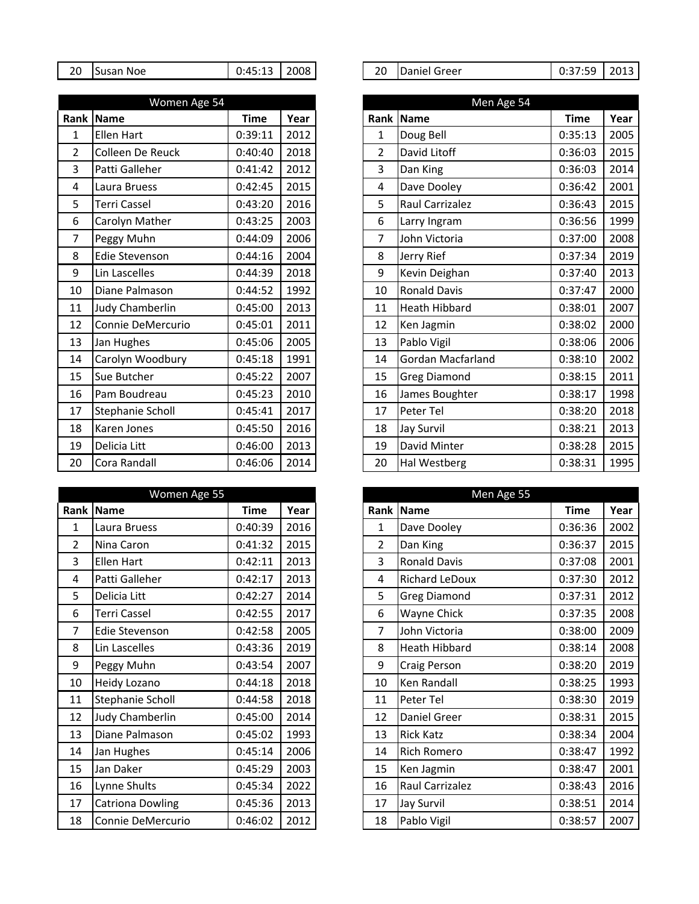| 20 | Susan Noe | 0:45:13 | 2008 |
|---|---|---|---|

| Women Age 54 | | | |
|---|---|---|---|
| Rank | Name | Time | Year |
| 1 | Ellen Hart | 0:39:11 | 2012 |
| 2 | Colleen De Reuck | 0:40:40 | 2018 |
| 3 | Patti Galleher | 0:41:42 | 2012 |
| 4 | Laura Bruess | 0:42:45 | 2015 |
| 5 | Terri Cassel | 0:43:20 | 2016 |
| 6 | Carolyn Mather | 0:43:25 | 2003 |
| 7 | Peggy Muhn | 0:44:09 | 2006 |
| 8 | Edie Stevenson | 0:44:16 | 2004 |
| 9 | Lin Lascelles | 0:44:39 | 2018 |
| 10 | Diane Palmason | 0:44:52 | 1992 |
| 11 | Judy Chamberlin | 0:45:00 | 2013 |
| 12 | Connie DeMercurio | 0:45:01 | 2011 |
| 13 | Jan Hughes | 0:45:06 | 2005 |
| 14 | Carolyn Woodbury | 0:45:18 | 1991 |
| 15 | Sue Butcher | 0:45:22 | 2007 |
| 16 | Pam Boudreau | 0:45:23 | 2010 |
| 17 | Stephanie Scholl | 0:45:41 | 2017 |
| 18 | Karen Jones | 0:45:50 | 2016 |
| 19 | Delicia Litt | 0:46:00 | 2013 |
| 20 | Cora Randall | 0:46:06 | 2014 |

| Women Age 55 | | | |
|---|---|---|---|
| Rank | Name | Time | Year |
| 1 | Laura Bruess | 0:40:39 | 2016 |
| 2 | Nina Caron | 0:41:32 | 2015 |
| 3 | Ellen Hart | 0:42:11 | 2013 |
| 4 | Patti Galleher | 0:42:17 | 2013 |
| 5 | Delicia Litt | 0:42:27 | 2014 |
| 6 | Terri Cassel | 0:42:55 | 2017 |
| 7 | Edie Stevenson | 0:42:58 | 2005 |
| 8 | Lin Lascelles | 0:43:36 | 2019 |
| 9 | Peggy Muhn | 0:43:54 | 2007 |
| 10 | Heidy Lozano | 0:44:18 | 2018 |
| 11 | Stephanie Scholl | 0:44:58 | 2018 |
| 12 | Judy Chamberlin | 0:45:00 | 2014 |
| 13 | Diane Palmason | 0:45:02 | 1993 |
| 14 | Jan Hughes | 0:45:14 | 2006 |
| 15 | Jan Daker | 0:45:29 | 2003 |
| 16 | Lynne Shults | 0:45:34 | 2022 |
| 17 | Catriona Dowling | 0:45:36 | 2013 |
| 18 | Connie DeMercurio | 0:46:02 | 2012 |

| 20 | Daniel Greer | 0:37:59 | 2013 |
|---|---|---|---|

| Men Age 54 | | | |
|---|---|---|---|
| Rank | Name | Time | Year |
| 1 | Doug Bell | 0:35:13 | 2005 |
| 2 | David Litoff | 0:36:03 | 2015 |
| 3 | Dan King | 0:36:03 | 2014 |
| 4 | Dave Dooley | 0:36:42 | 2001 |
| 5 | Raul Carrizalez | 0:36:43 | 2015 |
| 6 | Larry Ingram | 0:36:56 | 1999 |
| 7 | John Victoria | 0:37:00 | 2008 |
| 8 | Jerry Rief | 0:37:34 | 2019 |
| 9 | Kevin Deighan | 0:37:40 | 2013 |
| 10 | Ronald Davis | 0:37:47 | 2000 |
| 11 | Heath Hibbard | 0:38:01 | 2007 |
| 12 | Ken Jagmin | 0:38:02 | 2000 |
| 13 | Pablo Vigil | 0:38:06 | 2006 |
| 14 | Gordan Macfarland | 0:38:10 | 2002 |
| 15 | Greg Diamond | 0:38:15 | 2011 |
| 16 | James Boughter | 0:38:17 | 1998 |
| 17 | Peter Tel | 0:38:20 | 2018 |
| 18 | Jay Survil | 0:38:21 | 2013 |
| 19 | David Minter | 0:38:28 | 2015 |
| 20 | Hal Westberg | 0:38:31 | 1995 |

| Men Age 55 | | | |
|---|---|---|---|
| Rank | Name | Time | Year |
| 1 | Dave Dooley | 0:36:36 | 2002 |
| 2 | Dan King | 0:36:37 | 2015 |
| 3 | Ronald Davis | 0:37:08 | 2001 |
| 4 | Richard LeDoux | 0:37:30 | 2012 |
| 5 | Greg Diamond | 0:37:31 | 2012 |
| 6 | Wayne Chick | 0:37:35 | 2008 |
| 7 | John Victoria | 0:38:00 | 2009 |
| 8 | Heath Hibbard | 0:38:14 | 2008 |
| 9 | Craig Person | 0:38:20 | 2019 |
| 10 | Ken Randall | 0:38:25 | 1993 |
| 11 | Peter Tel | 0:38:30 | 2019 |
| 12 | Daniel Greer | 0:38:31 | 2015 |
| 13 | Rick Katz | 0:38:34 | 2004 |
| 14 | Rich Romero | 0:38:47 | 1992 |
| 15 | Ken Jagmin | 0:38:47 | 2001 |
| 16 | Raul Carrizalez | 0:38:43 | 2016 |
| 17 | Jay Survil | 0:38:51 | 2014 |
| 18 | Pablo Vigil | 0:38:57 | 2007 |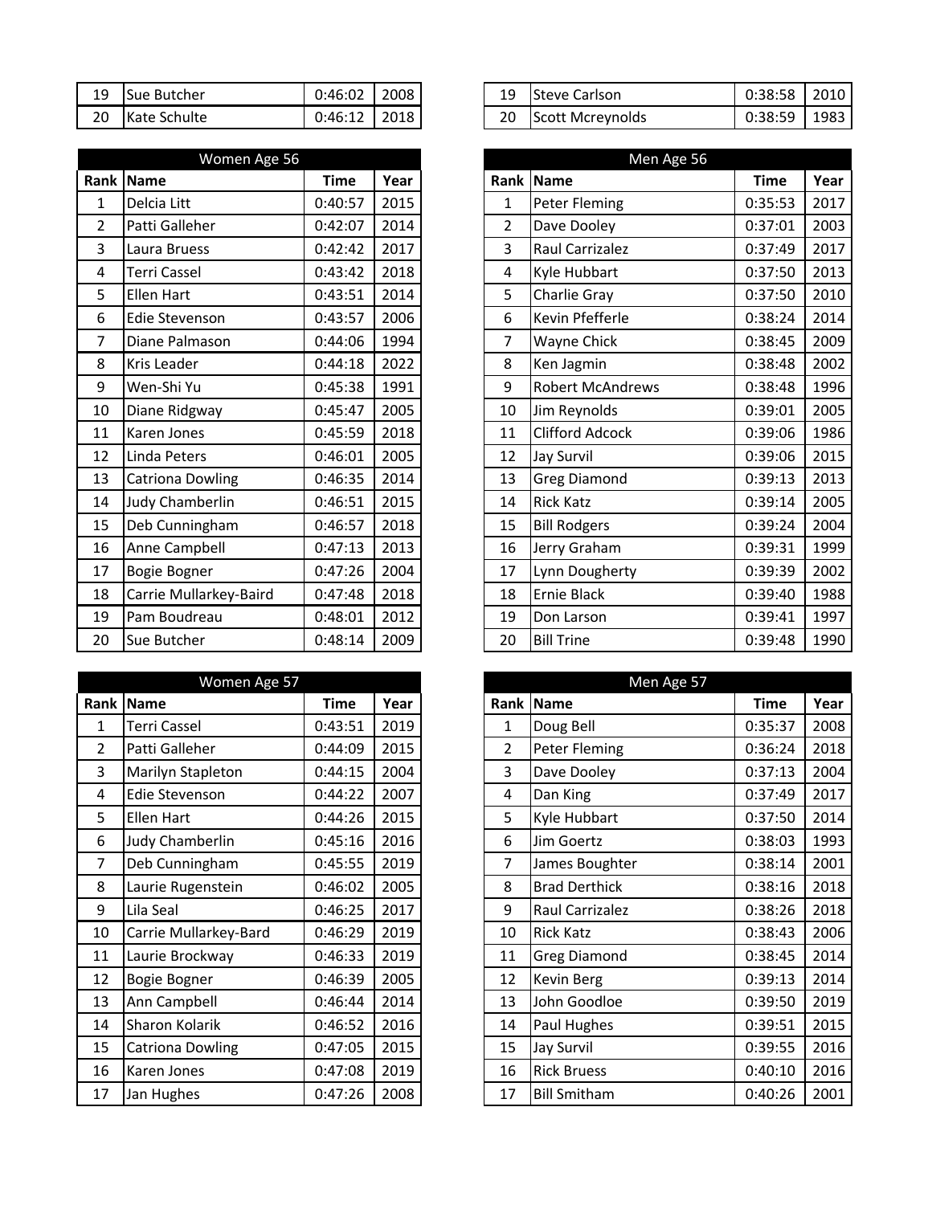| Rank | Name | Time | Year |
|---|---|---|---|
| 19 | Sue Butcher | 0:46:02 | 2008 |
| 20 | Kate Schulte | 0:46:12 | 2018 |

| Rank | Name | Time | Year |
|---|---|---|---|
| 19 | Steve Carlson | 0:38:58 | 2010 |
| 20 | Scott Mcreynolds | 0:38:59 | 1983 |

## Women Age 56

| Rank | Name | Time | Year |
|---|---|---|---|
| 1 | Delcia Litt | 0:40:57 | 2015 |
| 2 | Patti Galleher | 0:42:07 | 2014 |
| 3 | Laura Bruess | 0:42:42 | 2017 |
| 4 | Terri Cassel | 0:43:42 | 2018 |
| 5 | Ellen Hart | 0:43:51 | 2014 |
| 6 | Edie Stevenson | 0:43:57 | 2006 |
| 7 | Diane Palmason | 0:44:06 | 1994 |
| 8 | Kris Leader | 0:44:18 | 2022 |
| 9 | Wen-Shi Yu | 0:45:38 | 1991 |
| 10 | Diane Ridgway | 0:45:47 | 2005 |
| 11 | Karen Jones | 0:45:59 | 2018 |
| 12 | Linda Peters | 0:46:01 | 2005 |
| 13 | Catriona Dowling | 0:46:35 | 2014 |
| 14 | Judy Chamberlin | 0:46:51 | 2015 |
| 15 | Deb Cunningham | 0:46:57 | 2018 |
| 16 | Anne Campbell | 0:47:13 | 2013 |
| 17 | Bogie Bogner | 0:47:26 | 2004 |
| 18 | Carrie Mullarkey-Baird | 0:47:48 | 2018 |
| 19 | Pam Boudreau | 0:48:01 | 2012 |
| 20 | Sue Butcher | 0:48:14 | 2009 |

## Men Age 56

| Rank | Name | Time | Year |
|---|---|---|---|
| 1 | Peter Fleming | 0:35:53 | 2017 |
| 2 | Dave Dooley | 0:37:01 | 2003 |
| 3 | Raul Carrizalez | 0:37:49 | 2017 |
| 4 | Kyle Hubbart | 0:37:50 | 2013 |
| 5 | Charlie Gray | 0:37:50 | 2010 |
| 6 | Kevin Pfefferle | 0:38:24 | 2014 |
| 7 | Wayne Chick | 0:38:45 | 2009 |
| 8 | Ken Jagmin | 0:38:48 | 2002 |
| 9 | Robert McAndrews | 0:38:48 | 1996 |
| 10 | Jim Reynolds | 0:39:01 | 2005 |
| 11 | Clifford Adcock | 0:39:06 | 1986 |
| 12 | Jay Survil | 0:39:06 | 2015 |
| 13 | Greg Diamond | 0:39:13 | 2013 |
| 14 | Rick Katz | 0:39:14 | 2005 |
| 15 | Bill Rodgers | 0:39:24 | 2004 |
| 16 | Jerry Graham | 0:39:31 | 1999 |
| 17 | Lynn Dougherty | 0:39:39 | 2002 |
| 18 | Ernie Black | 0:39:40 | 1988 |
| 19 | Don Larson | 0:39:41 | 1997 |
| 20 | Bill Trine | 0:39:48 | 1990 |

## Women Age 57

| Rank | Name | Time | Year |
|---|---|---|---|
| 1 | Terri Cassel | 0:43:51 | 2019 |
| 2 | Patti Galleher | 0:44:09 | 2015 |
| 3 | Marilyn Stapleton | 0:44:15 | 2004 |
| 4 | Edie Stevenson | 0:44:22 | 2007 |
| 5 | Ellen Hart | 0:44:26 | 2015 |
| 6 | Judy Chamberlin | 0:45:16 | 2016 |
| 7 | Deb Cunningham | 0:45:55 | 2019 |
| 8 | Laurie Rugenstein | 0:46:02 | 2005 |
| 9 | Lila Seal | 0:46:25 | 2017 |
| 10 | Carrie Mullarkey-Bard | 0:46:29 | 2019 |
| 11 | Laurie Brockway | 0:46:33 | 2019 |
| 12 | Bogie Bogner | 0:46:39 | 2005 |
| 13 | Ann Campbell | 0:46:44 | 2014 |
| 14 | Sharon Kolarik | 0:46:52 | 2016 |
| 15 | Catriona Dowling | 0:47:05 | 2015 |
| 16 | Karen Jones | 0:47:08 | 2019 |
| 17 | Jan Hughes | 0:47:26 | 2008 |

## Men Age 57

| Rank | Name | Time | Year |
|---|---|---|---|
| 1 | Doug Bell | 0:35:37 | 2008 |
| 2 | Peter Fleming | 0:36:24 | 2018 |
| 3 | Dave Dooley | 0:37:13 | 2004 |
| 4 | Dan King | 0:37:49 | 2017 |
| 5 | Kyle Hubbart | 0:37:50 | 2014 |
| 6 | Jim Goertz | 0:38:03 | 1993 |
| 7 | James Boughter | 0:38:14 | 2001 |
| 8 | Brad Derthick | 0:38:16 | 2018 |
| 9 | Raul Carrizalez | 0:38:26 | 2018 |
| 10 | Rick Katz | 0:38:43 | 2006 |
| 11 | Greg Diamond | 0:38:45 | 2014 |
| 12 | Kevin Berg | 0:39:13 | 2014 |
| 13 | John Goodloe | 0:39:50 | 2019 |
| 14 | Paul Hughes | 0:39:51 | 2015 |
| 15 | Jay Survil | 0:39:55 | 2016 |
| 16 | Rick Bruess | 0:40:10 | 2016 |
| 17 | Bill Smitham | 0:40:26 | 2001 |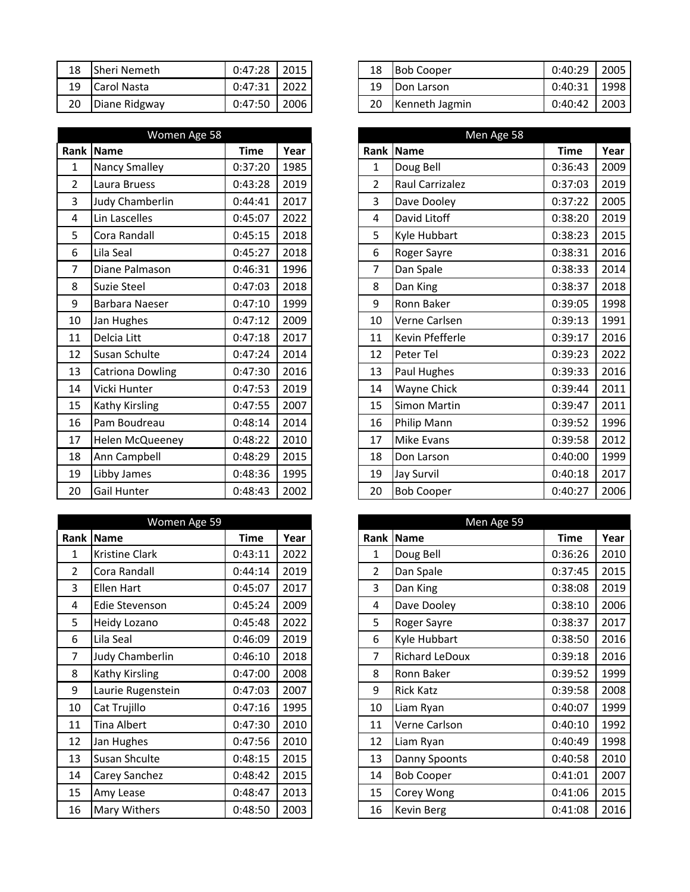| Rank | Name | Time | Year |
|---|---|---|---|
| 18 | Sheri Nemeth | 0:47:28 | 2015 |
| 19 | Carol Nasta | 0:47:31 | 2022 |
| 20 | Diane Ridgway | 0:47:50 | 2006 |

| Rank | Name | Time | Year |
|---|---|---|---|
| 18 | Bob Cooper | 0:40:29 | 2005 |
| 19 | Don Larson | 0:40:31 | 1998 |
| 20 | Kenneth Jagmin | 0:40:42 | 2003 |

### Women Age 58

| Rank | Name | Time | Year |
|---|---|---|---|
| 1 | Nancy Smalley | 0:37:20 | 1985 |
| 2 | Laura Bruess | 0:43:28 | 2019 |
| 3 | Judy Chamberlin | 0:44:41 | 2017 |
| 4 | Lin Lascelles | 0:45:07 | 2022 |
| 5 | Cora Randall | 0:45:15 | 2018 |
| 6 | Lila Seal | 0:45:27 | 2018 |
| 7 | Diane Palmason | 0:46:31 | 1996 |
| 8 | Suzie Steel | 0:47:03 | 2018 |
| 9 | Barbara Naeser | 0:47:10 | 1999 |
| 10 | Jan Hughes | 0:47:12 | 2009 |
| 11 | Delcia Litt | 0:47:18 | 2017 |
| 12 | Susan Schulte | 0:47:24 | 2014 |
| 13 | Catriona Dowling | 0:47:30 | 2016 |
| 14 | Vicki Hunter | 0:47:53 | 2019 |
| 15 | Kathy Kirsling | 0:47:55 | 2007 |
| 16 | Pam Boudreau | 0:48:14 | 2014 |
| 17 | Helen McQueeney | 0:48:22 | 2010 |
| 18 | Ann Campbell | 0:48:29 | 2015 |
| 19 | Libby James | 0:48:36 | 1995 |
| 20 | Gail Hunter | 0:48:43 | 2002 |

### Men Age 58

| Rank | Name | Time | Year |
|---|---|---|---|
| 1 | Doug Bell | 0:36:43 | 2009 |
| 2 | Raul Carrizalez | 0:37:03 | 2019 |
| 3 | Dave Dooley | 0:37:22 | 2005 |
| 4 | David Litoff | 0:38:20 | 2019 |
| 5 | Kyle Hubbart | 0:38:23 | 2015 |
| 6 | Roger Sayre | 0:38:31 | 2016 |
| 7 | Dan Spale | 0:38:33 | 2014 |
| 8 | Dan King | 0:38:37 | 2018 |
| 9 | Ronn Baker | 0:39:05 | 1998 |
| 10 | Verne Carlsen | 0:39:13 | 1991 |
| 11 | Kevin Pfefferle | 0:39:17 | 2016 |
| 12 | Peter Tel | 0:39:23 | 2022 |
| 13 | Paul Hughes | 0:39:33 | 2016 |
| 14 | Wayne Chick | 0:39:44 | 2011 |
| 15 | Simon Martin | 0:39:47 | 2011 |
| 16 | Philip Mann | 0:39:52 | 1996 |
| 17 | Mike Evans | 0:39:58 | 2012 |
| 18 | Don Larson | 0:40:00 | 1999 |
| 19 | Jay Survil | 0:40:18 | 2017 |
| 20 | Bob Cooper | 0:40:27 | 2006 |

### Women Age 59

| Rank | Name | Time | Year |
|---|---|---|---|
| 1 | Kristine Clark | 0:43:11 | 2022 |
| 2 | Cora Randall | 0:44:14 | 2019 |
| 3 | Ellen Hart | 0:45:07 | 2017 |
| 4 | Edie Stevenson | 0:45:24 | 2009 |
| 5 | Heidy Lozano | 0:45:48 | 2022 |
| 6 | Lila Seal | 0:46:09 | 2019 |
| 7 | Judy Chamberlin | 0:46:10 | 2018 |
| 8 | Kathy Kirsling | 0:47:00 | 2008 |
| 9 | Laurie Rugenstein | 0:47:03 | 2007 |
| 10 | Cat Trujillo | 0:47:16 | 1995 |
| 11 | Tina Albert | 0:47:30 | 2010 |
| 12 | Jan Hughes | 0:47:56 | 2010 |
| 13 | Susan Shculte | 0:48:15 | 2015 |
| 14 | Carey Sanchez | 0:48:42 | 2015 |
| 15 | Amy Lease | 0:48:47 | 2013 |
| 16 | Mary Withers | 0:48:50 | 2003 |

### Men Age 59

| Rank | Name | Time | Year |
|---|---|---|---|
| 1 | Doug Bell | 0:36:26 | 2010 |
| 2 | Dan Spale | 0:37:45 | 2015 |
| 3 | Dan King | 0:38:08 | 2019 |
| 4 | Dave Dooley | 0:38:10 | 2006 |
| 5 | Roger Sayre | 0:38:37 | 2017 |
| 6 | Kyle Hubbart | 0:38:50 | 2016 |
| 7 | Richard LeDoux | 0:39:18 | 2016 |
| 8 | Ronn Baker | 0:39:52 | 1999 |
| 9 | Rick Katz | 0:39:58 | 2008 |
| 10 | Liam Ryan | 0:40:07 | 1999 |
| 11 | Verne Carlson | 0:40:10 | 1992 |
| 12 | Liam Ryan | 0:40:49 | 1998 |
| 13 | Danny Spoonts | 0:40:58 | 2010 |
| 14 | Bob Cooper | 0:41:01 | 2007 |
| 15 | Corey Wong | 0:41:06 | 2015 |
| 16 | Kevin Berg | 0:41:08 | 2016 |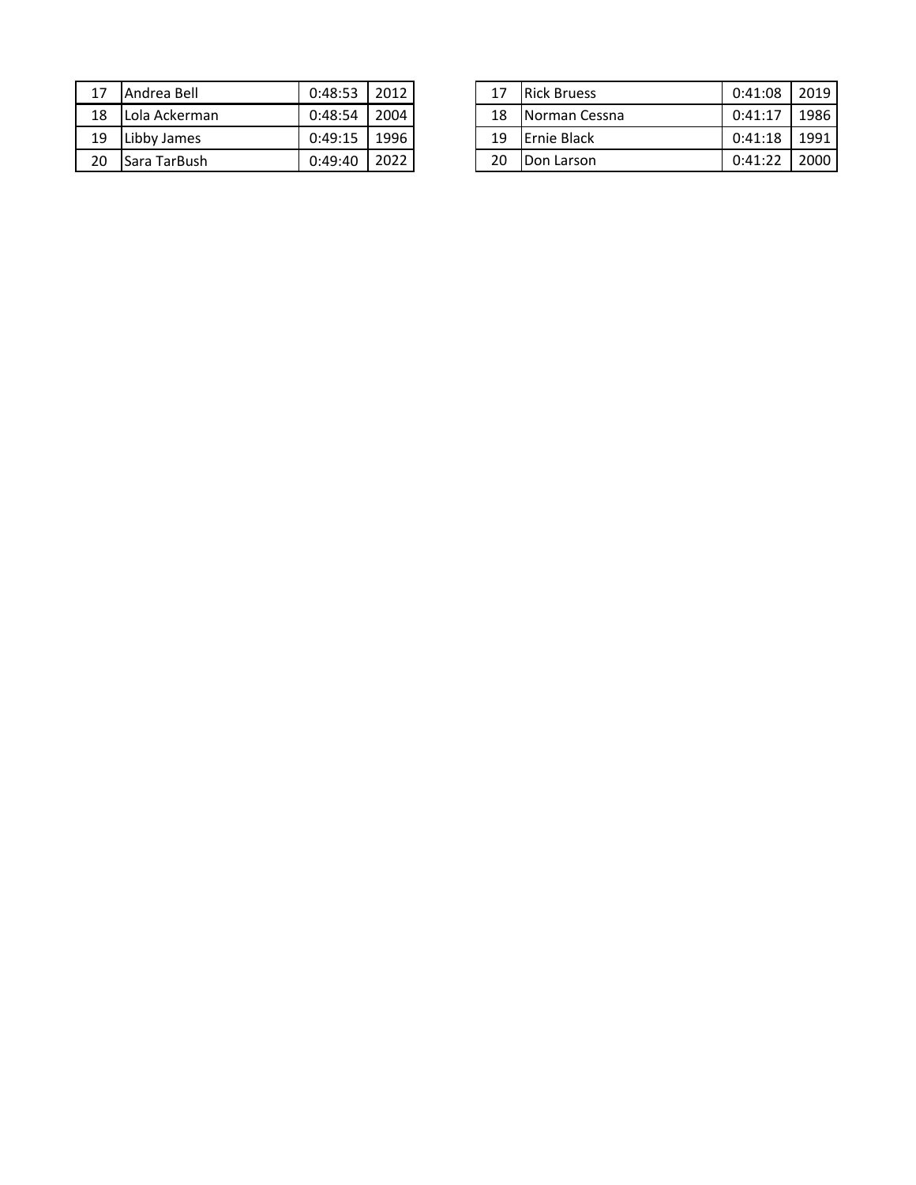| | | | |
|---|---|---|---|
| 17 | Andrea Bell | 0:48:53 | 2012 |
| 18 | Lola Ackerman | 0:48:54 | 2004 |
| 19 | Libby James | 0:49:15 | 1996 |
| 20 | Sara TarBush | 0:49:40 | 2022 |

| | | | |
|---|---|---|---|
| 17 | Rick Bruess | 0:41:08 | 2019 |
| 18 | Norman Cessna | 0:41:17 | 1986 |
| 19 | Ernie Black | 0:41:18 | 1991 |
| 20 | Don Larson | 0:41:22 | 2000 |